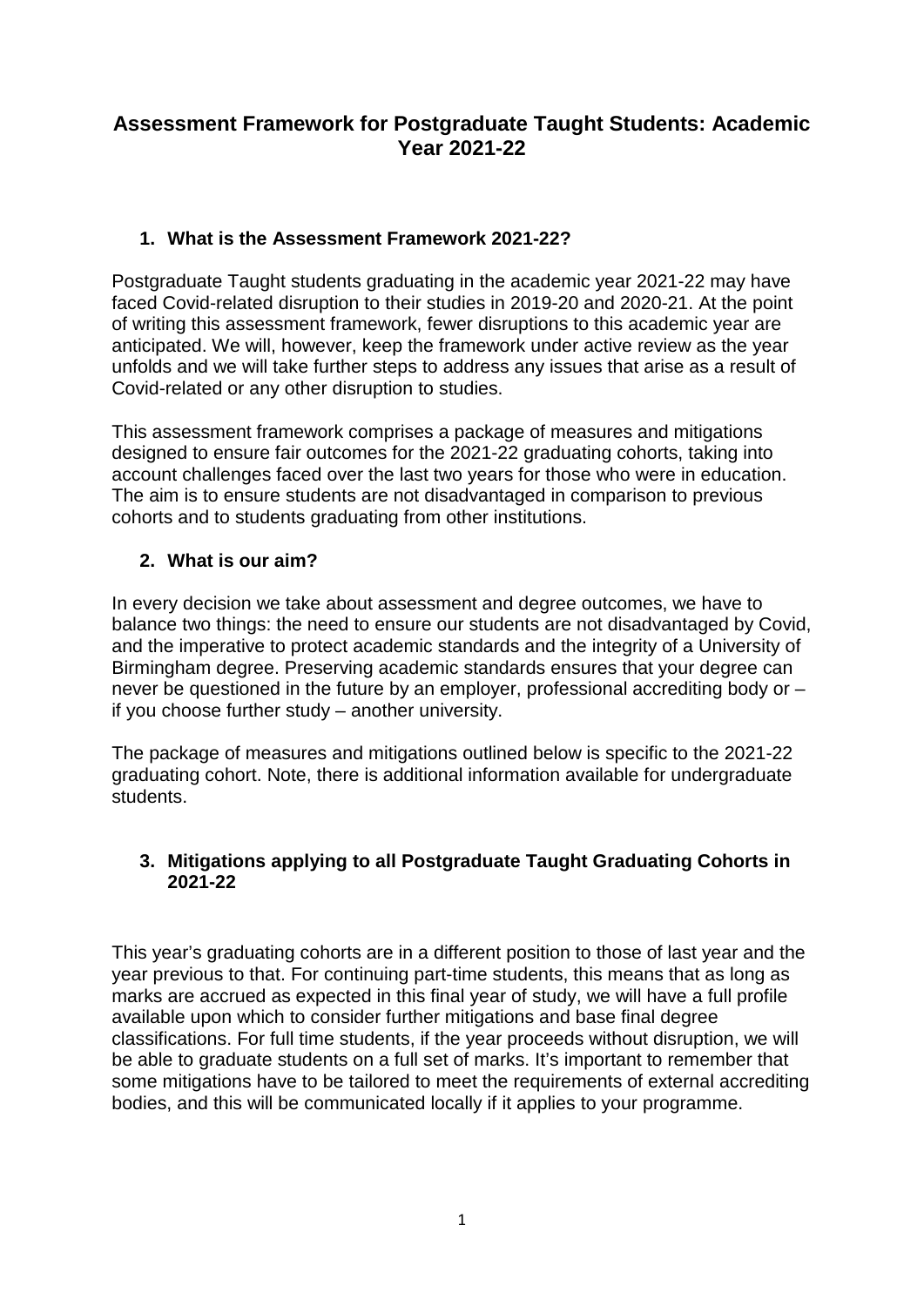# Assessment Framework for Postgraduate Taught Students: Academic Year 2021-22

## 1. What is the Assessment Framework 2021-22?

Postgraduate Taught students graduating in the academic year 2021-22 may have faced Covid-related disruption to their studies in 2019-20 and 2020-21. At the point of writing this assessment framework, fewer disruptions to this academic year are anticipated. We will, however, keep the framework under active review as the year unfolds and we will take further steps to address any issues that arise as a result of Covid-related or any other disruption to studies.

This assessment framework comprises a package of measures and mitigations designed to ensure fair outcomes for the 2021-22 graduating cohorts, taking into account challenges faced over the last two years for those who were in education. The aim is to ensure students are not disadvantaged in comparison to previous cohorts and to students graduating from other institutions.

## 2. What is our aim?

In every decision we take about assessment and degree outcomes, we have to balance two things: the need to ensure our students are not disadvantaged by Covid, and the imperative to protect academic standards and the integrity of a University of Birmingham degree. Preserving academic standards ensures that your degree can never be questioned in the future by an employer, professional accrediting body or – if you choose further study – another university.

The package of measures and mitigations outlined below is specific to the 2021-22 graduating cohort. Note, there is additional information available for undergraduate students.

## 3. Mitigations applying to all Postgraduate Taught Graduating Cohorts in 2021-22

This year's graduating cohorts are in a different position to those of last year and the year previous to that. For continuing part-time students, this means that as long as marks are accrued as expected in this final year of study, we will have a full profile available upon which to consider further mitigations and base final degree classifications. For full time students, if the year proceeds without disruption, we will be able to graduate students on a full set of marks. It's important to remember that some mitigations have to be tailored to meet the requirements of external accrediting bodies, and this will be communicated locally if it applies to your programme.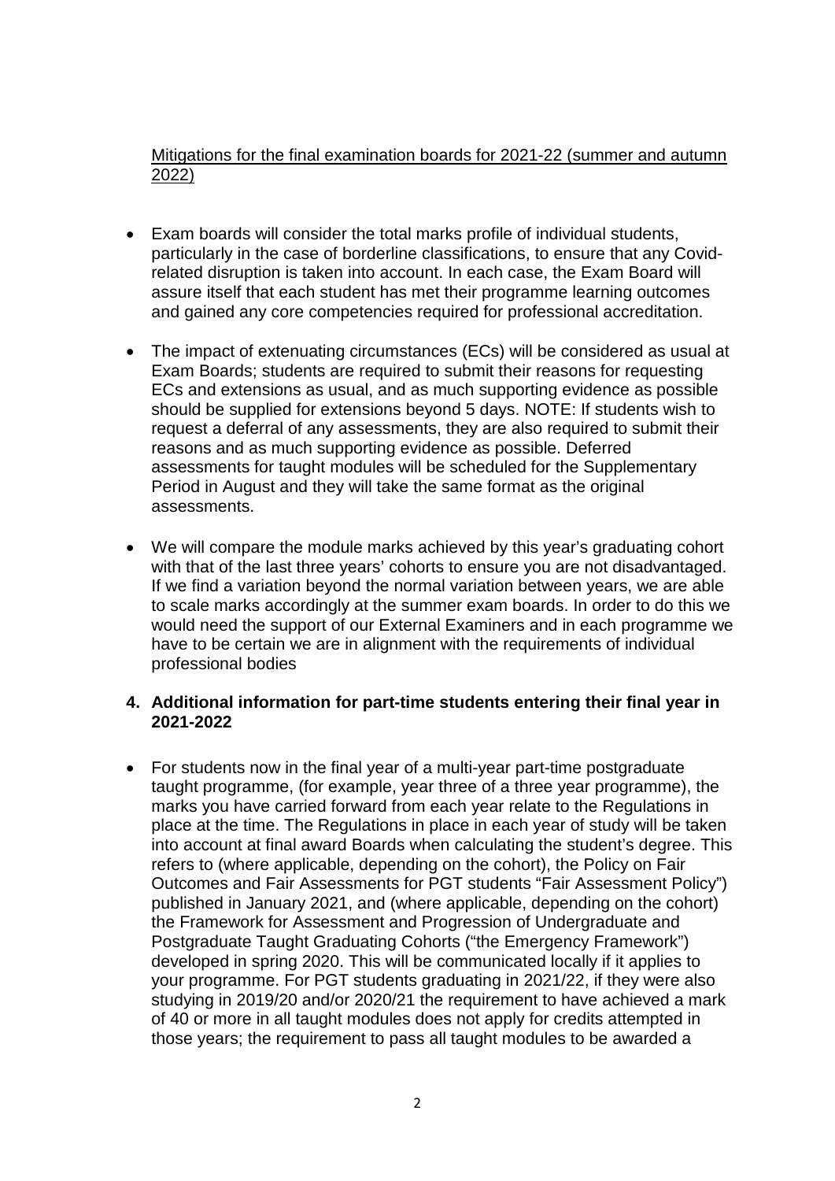Mitigations for the final examination boards for 2021-22 (summer and autumn 2022)

- Exam boards will consider the total marks profile of individual students, particularly in the case of borderline classifications, to ensure that any Covid-related disruption is taken into account. In each case, the Exam Board will assure itself that each student has met their programme learning outcomes and gained any core competencies required for professional accreditation.
- The impact of extenuating circumstances (ECs) will be considered as usual at Exam Boards; students are required to submit their reasons for requesting ECs and extensions as usual, and as much supporting evidence as possible should be supplied for extensions beyond 5 days. NOTE: If students wish to request a deferral of any assessments, they are also required to submit their reasons and as much supporting evidence as possible. Deferred assessments for taught modules will be scheduled for the Supplementary Period in August and they will take the same format as the original assessments.
- We will compare the module marks achieved by this year's graduating cohort with that of the last three years' cohorts to ensure you are not disadvantaged. If we find a variation beyond the normal variation between years, we are able to scale marks accordingly at the summer exam boards. In order to do this we would need the support of our External Examiners and in each programme we have to be certain we are in alignment with the requirements of individual professional bodies

## 4. Additional information for part-time students entering their final year in 2021-2022

- For students now in the final year of a multi-year part-time postgraduate taught programme, (for example, year three of a three year programme), the marks you have carried forward from each year relate to the Regulations in place at the time. The Regulations in place in each year of study will be taken into account at final award Boards when calculating the student's degree. This refers to (where applicable, depending on the cohort), the Policy on Fair Outcomes and Fair Assessments for PGT students "Fair Assessment Policy") published in January 2021, and (where applicable, depending on the cohort) the Framework for Assessment and Progression of Undergraduate and Postgraduate Taught Graduating Cohorts ("the Emergency Framework") developed in spring 2020. This will be communicated locally if it applies to your programme. For PGT students graduating in 2021/22, if they were also studying in 2019/20 and/or 2020/21 the requirement to have achieved a mark of 40 or more in all taught modules does not apply for credits attempted in those years; the requirement to pass all taught modules to be awarded a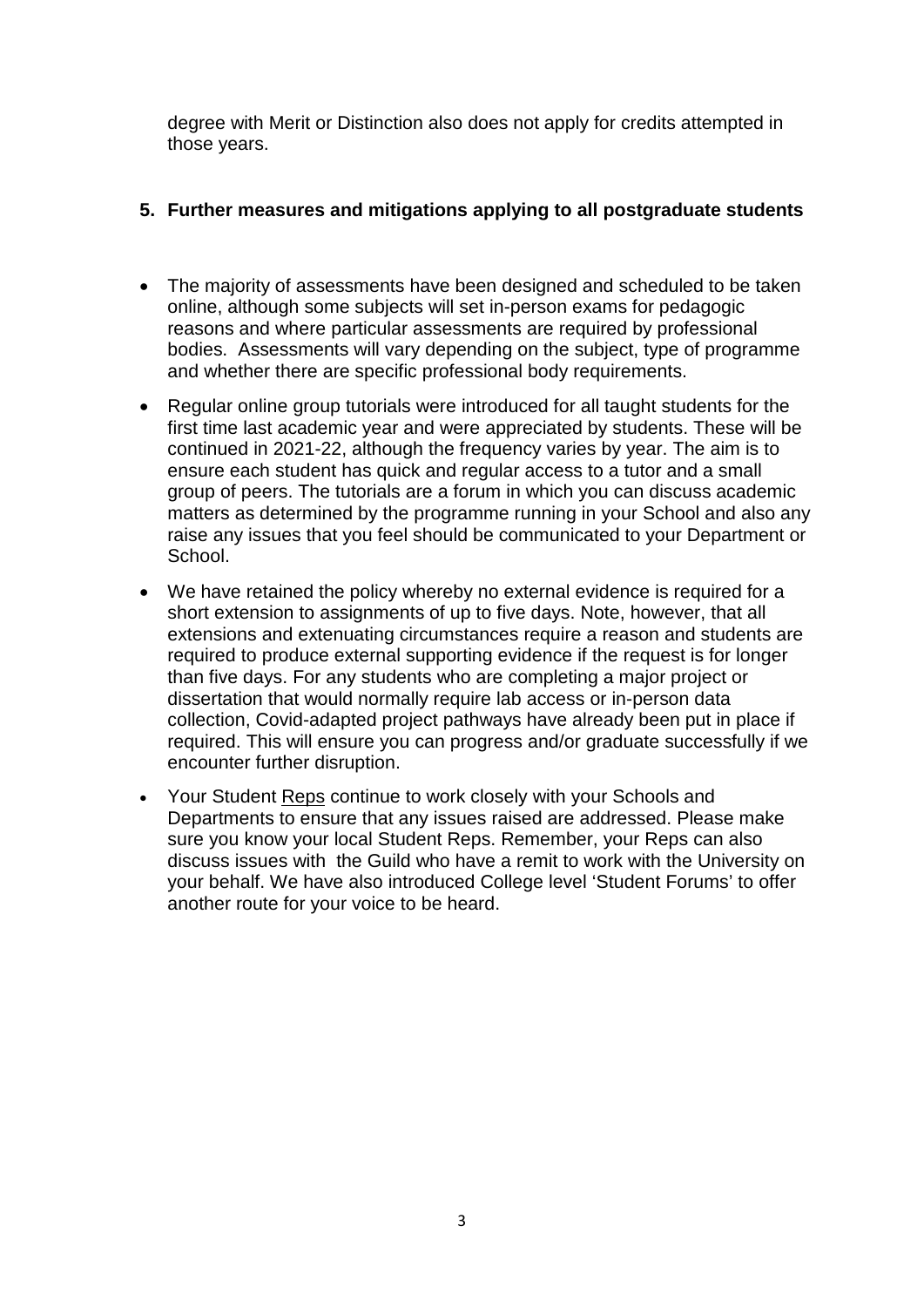degree with Merit or Distinction also does not apply for credits attempted in those years.

## 5. Further measures and mitigations applying to all postgraduate students

- The majority of assessments have been designed and scheduled to be taken online, although some subjects will set in-person exams for pedagogic reasons and where particular assessments are required by professional bodies. Assessments will vary depending on the subject, type of programme and whether there are specific professional body requirements.
- Regular online group tutorials were introduced for all taught students for the first time last academic year and were appreciated by students. These will be continued in 2021-22, although the frequency varies by year. The aim is to ensure each student has quick and regular access to a tutor and a small group of peers. The tutorials are a forum in which you can discuss academic matters as determined by the programme running in your School and also any raise any issues that you feel should be communicated to your Department or School.
- We have retained the policy whereby no external evidence is required for a short extension to assignments of up to five days. Note, however, that all extensions and extenuating circumstances require a reason and students are required to produce external supporting evidence if the request is for longer than five days. For any students who are completing a major project or dissertation that would normally require lab access or in-person data collection, Covid-adapted project pathways have already been put in place if required. This will ensure you can progress and/or graduate successfully if we encounter further disruption.
- Your Student Reps continue to work closely with your Schools and Departments to ensure that any issues raised are addressed. Please make sure you know your local Student Reps. Remember, your Reps can also discuss issues with the Guild who have a remit to work with the University on your behalf. We have also introduced College level 'Student Forums' to offer another route for your voice to be heard.